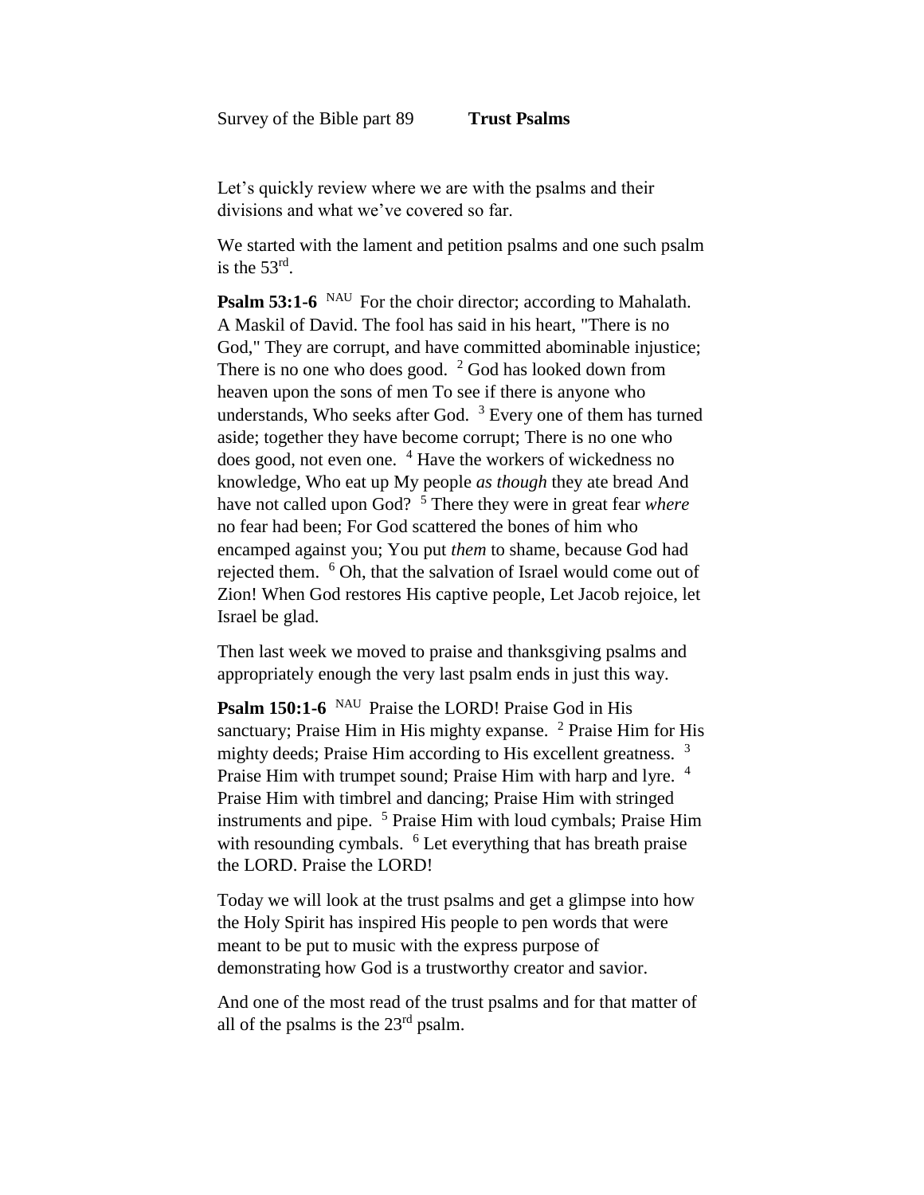Survey of the Bible part 89 **Trust Psalms**

Let's quickly review where we are with the psalms and their divisions and what we've covered so far.

We started with the lament and petition psalms and one such psalm is the 53rd.

**Psalm 53:1-6** NAU For the choir director; according to Mahalath. A Maskil of David. The fool has said in his heart, "There is no God," They are corrupt, and have committed abominable injustice; There is no one who does good. 2 God has looked down from heaven upon the sons of men To see if there is anyone who understands, Who seeks after God. 3 Every one of them has turned aside; together they have become corrupt; There is no one who does good, not even one. 4 Have the workers of wickedness no knowledge, Who eat up My people *as though* they ate bread And have not called upon God? 5 There they were in great fear *where* no fear had been; For God scattered the bones of him who encamped against you; You put *them* to shame, because God had rejected them. 6 Oh, that the salvation of Israel would come out of Zion! When God restores His captive people, Let Jacob rejoice, let Israel be glad.

Then last week we moved to praise and thanksgiving psalms and appropriately enough the very last psalm ends in just this way.

**Psalm 150:1-6** NAU Praise the LORD! Praise God in His sanctuary; Praise Him in His mighty expanse. 2 Praise Him for His mighty deeds; Praise Him according to His excellent greatness. 3 Praise Him with trumpet sound; Praise Him with harp and lyre. 4 Praise Him with timbrel and dancing; Praise Him with stringed instruments and pipe. 5 Praise Him with loud cymbals; Praise Him with resounding cymbals. 6 Let everything that has breath praise the LORD. Praise the LORD!

Today we will look at the trust psalms and get a glimpse into how the Holy Spirit has inspired His people to pen words that were meant to be put to music with the express purpose of demonstrating how God is a trustworthy creator and savior.

And one of the most read of the trust psalms and for that matter of all of the psalms is the 23rd psalm.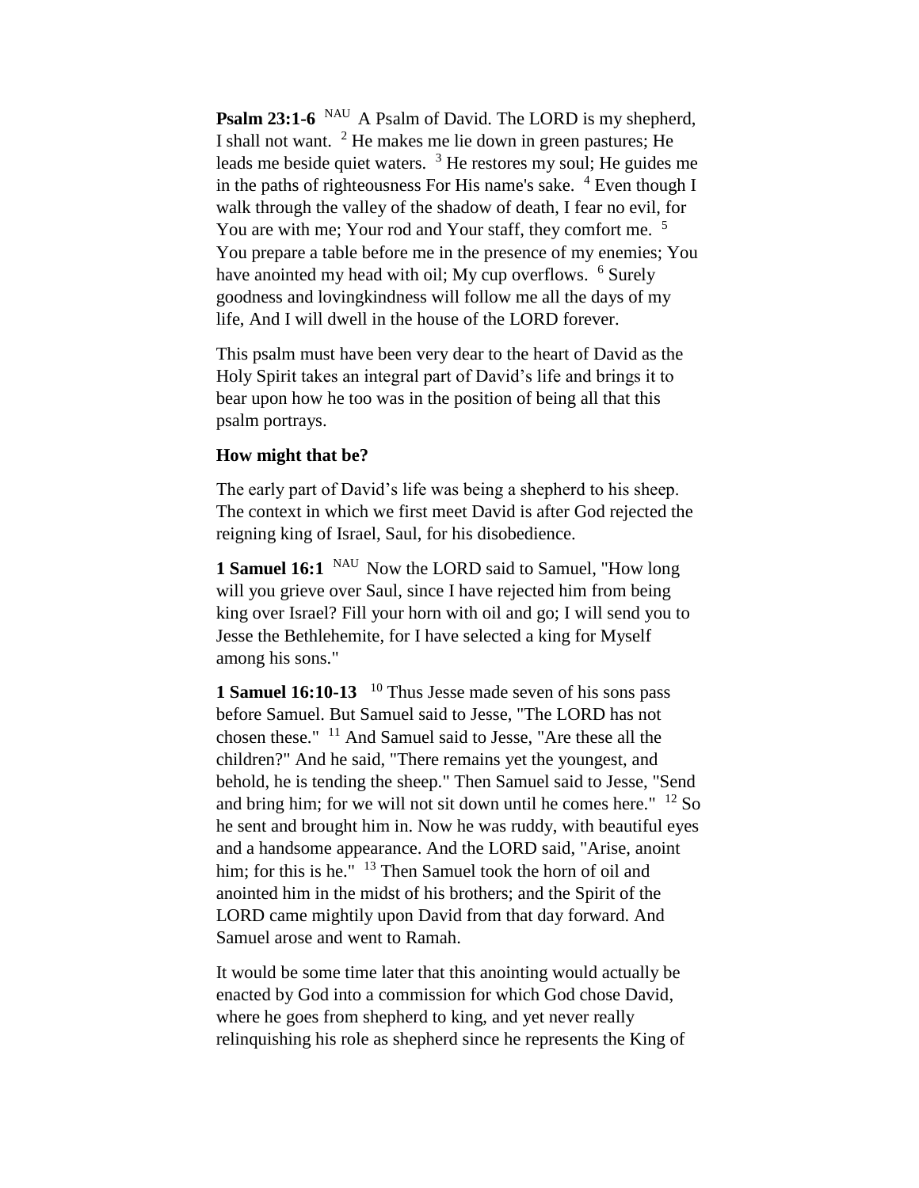**Psalm 23:1-6** NAU A Psalm of David. The LORD is my shepherd, I shall not want. [2] He makes me lie down in green pastures; He leads me beside quiet waters. [3] He restores my soul; He guides me in the paths of righteousness For His name's sake. [4] Even though I walk through the valley of the shadow of death, I fear no evil, for You are with me; Your rod and Your staff, they comfort me. [5] You prepare a table before me in the presence of my enemies; You have anointed my head with oil; My cup overflows. [6] Surely goodness and lovingkindness will follow me all the days of my life, And I will dwell in the house of the LORD forever.

This psalm must have been very dear to the heart of David as the Holy Spirit takes an integral part of David's life and brings it to bear upon how he too was in the position of being all that this psalm portrays.

**How might that be?**

The early part of David's life was being a shepherd to his sheep. The context in which we first meet David is after God rejected the reigning king of Israel, Saul, for his disobedience.

**1 Samuel 16:1** NAU Now the LORD said to Samuel, "How long will you grieve over Saul, since I have rejected him from being king over Israel? Fill your horn with oil and go; I will send you to Jesse the Bethlehemite, for I have selected a king for Myself among his sons."

**1 Samuel 16:10-13** [10] Thus Jesse made seven of his sons pass before Samuel. But Samuel said to Jesse, "The LORD has not chosen these." [11] And Samuel said to Jesse, "Are these all the children?" And he said, "There remains yet the youngest, and behold, he is tending the sheep." Then Samuel said to Jesse, "Send and bring him; for we will not sit down until he comes here." [12] So he sent and brought him in. Now he was ruddy, with beautiful eyes and a handsome appearance. And the LORD said, "Arise, anoint him; for this is he." [13] Then Samuel took the horn of oil and anointed him in the midst of his brothers; and the Spirit of the LORD came mightily upon David from that day forward. And Samuel arose and went to Ramah.

It would be some time later that this anointing would actually be enacted by God into a commission for which God chose David, where he goes from shepherd to king, and yet never really relinquishing his role as shepherd since he represents the King of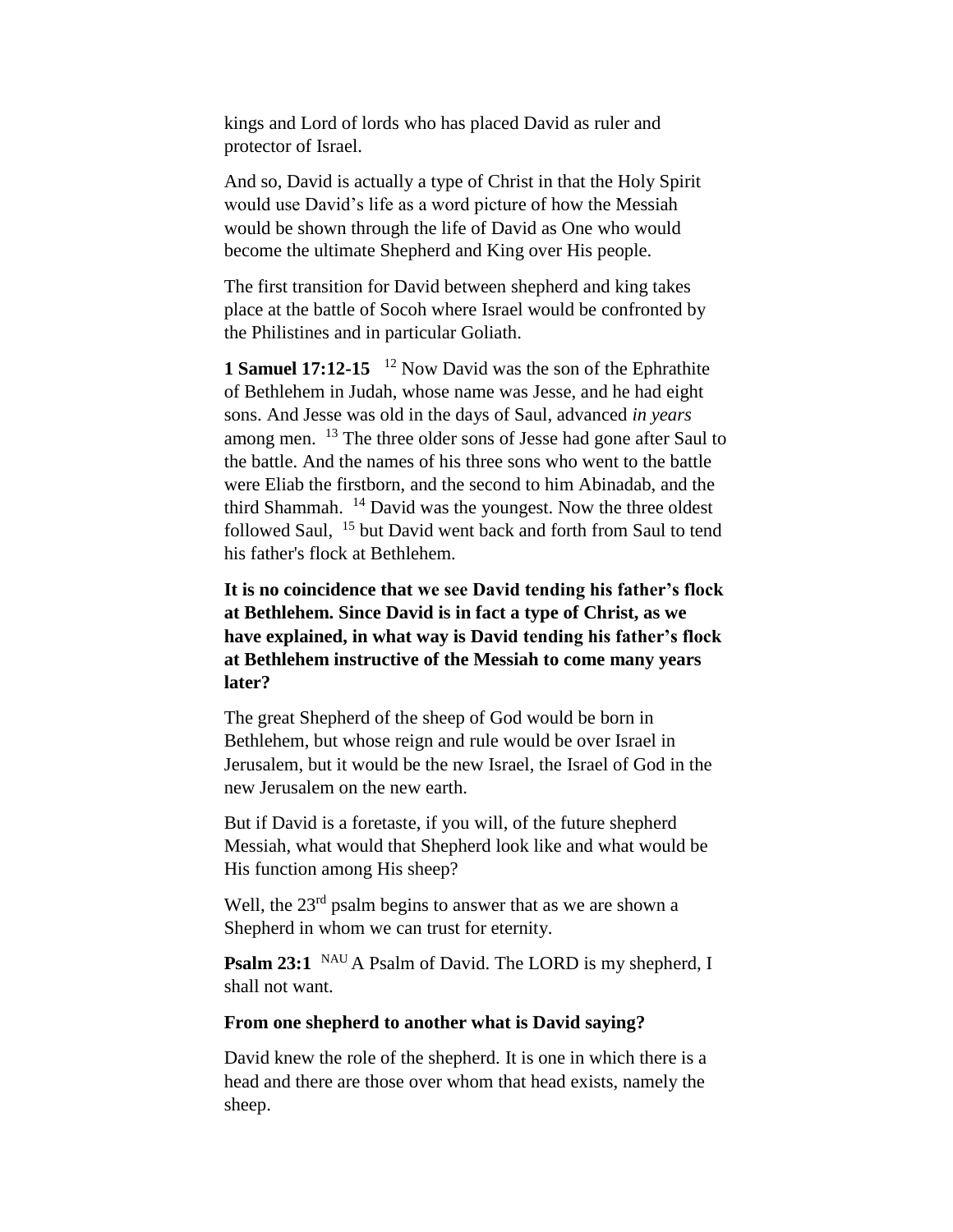kings and Lord of lords who has placed David as ruler and protector of Israel.

And so, David is actually a type of Christ in that the Holy Spirit would use David's life as a word picture of how the Messiah would be shown through the life of David as One who would become the ultimate Shepherd and King over His people.

The first transition for David between shepherd and king takes place at the battle of Socoh where Israel would be confronted by the Philistines and in particular Goliath.

**1 Samuel 17:12-15** [12] Now David was the son of the Ephrathite of Bethlehem in Judah, whose name was Jesse, and he had eight sons. And Jesse was old in the days of Saul, advanced *in years* among men. [13] The three older sons of Jesse had gone after Saul to the battle. And the names of his three sons who went to the battle were Eliab the firstborn, and the second to him Abinadab, and the third Shammah. [14] David was the youngest. Now the three oldest followed Saul, [15] but David went back and forth from Saul to tend his father's flock at Bethlehem.

**It is no coincidence that we see David tending his father's flock at Bethlehem. Since David is in fact a type of Christ, as we have explained, in what way is David tending his father's flock at Bethlehem instructive of the Messiah to come many years later?**

The great Shepherd of the sheep of God would be born in Bethlehem, but whose reign and rule would be over Israel in Jerusalem, but it would be the new Israel, the Israel of God in the new Jerusalem on the new earth.

But if David is a foretaste, if you will, of the future shepherd Messiah, what would that Shepherd look like and what would be His function among His sheep?

Well, the 23rd psalm begins to answer that as we are shown a Shepherd in whom we can trust for eternity.

**Psalm 23:1** [NAU] A Psalm of David. The LORD is my shepherd, I shall not want.

**From one shepherd to another what is David saying?**

David knew the role of the shepherd. It is one in which there is a head and there are those over whom that head exists, namely the sheep.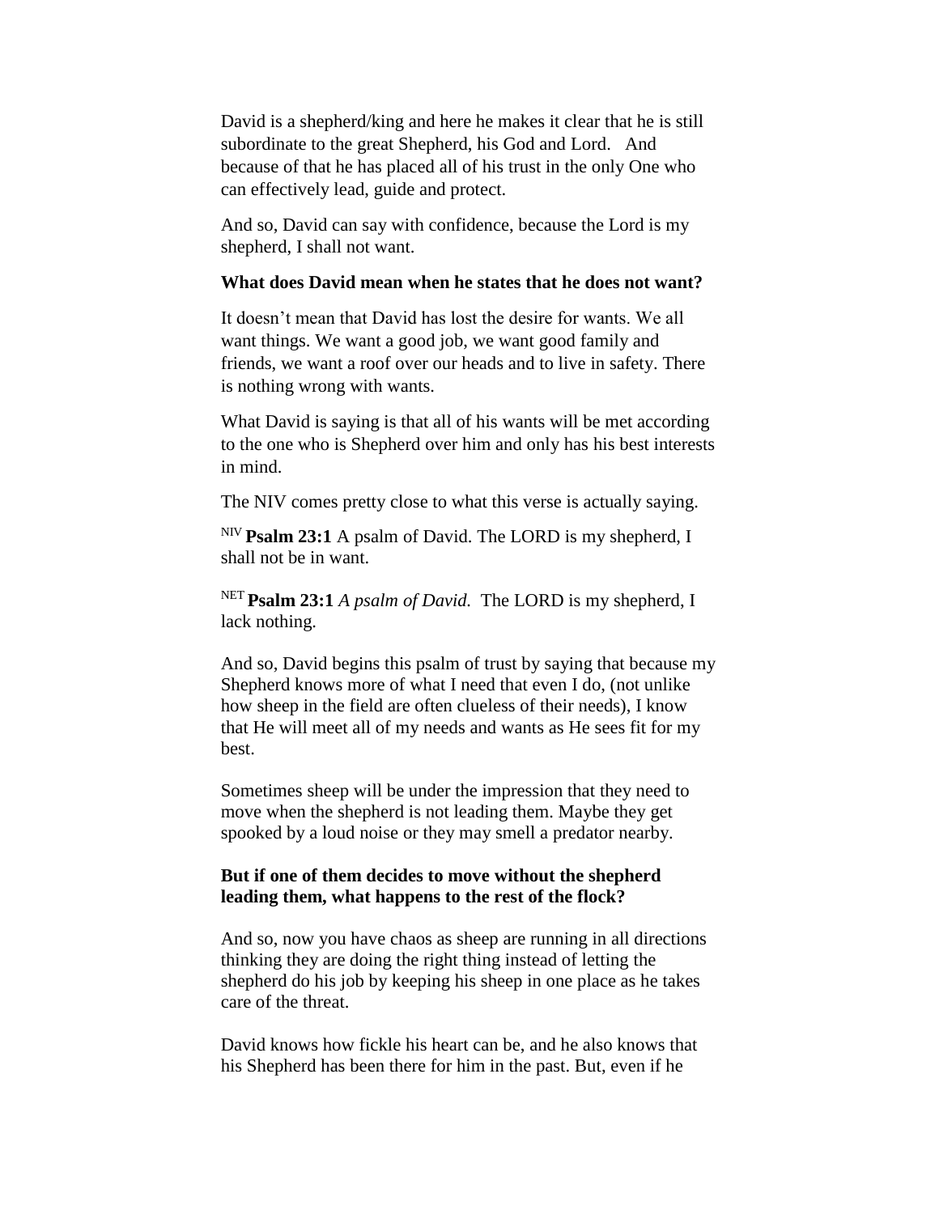David is a shepherd/king and here he makes it clear that he is still subordinate to the great Shepherd, his God and Lord. And because of that he has placed all of his trust in the only One who can effectively lead, guide and protect.

And so, David can say with confidence, because the Lord is my shepherd, I shall not want.

**What does David mean when he states that he does not want?**

It doesn't mean that David has lost the desire for wants. We all want things. We want a good job, we want good family and friends, we want a roof over our heads and to live in safety. There is nothing wrong with wants.

What David is saying is that all of his wants will be met according to the one who is Shepherd over him and only has his best interests in mind.

The NIV comes pretty close to what this verse is actually saying.

NIV **Psalm 23:1** A psalm of David. The LORD is my shepherd, I shall not be in want.

NET **Psalm 23:1** *A psalm of David.* The LORD is my shepherd, I lack nothing.

And so, David begins this psalm of trust by saying that because my Shepherd knows more of what I need that even I do, (not unlike how sheep in the field are often clueless of their needs), I know that He will meet all of my needs and wants as He sees fit for my best.

Sometimes sheep will be under the impression that they need to move when the shepherd is not leading them. Maybe they get spooked by a loud noise or they may smell a predator nearby.

**But if one of them decides to move without the shepherd leading them, what happens to the rest of the flock?**

And so, now you have chaos as sheep are running in all directions thinking they are doing the right thing instead of letting the shepherd do his job by keeping his sheep in one place as he takes care of the threat.

David knows how fickle his heart can be, and he also knows that his Shepherd has been there for him in the past. But, even if he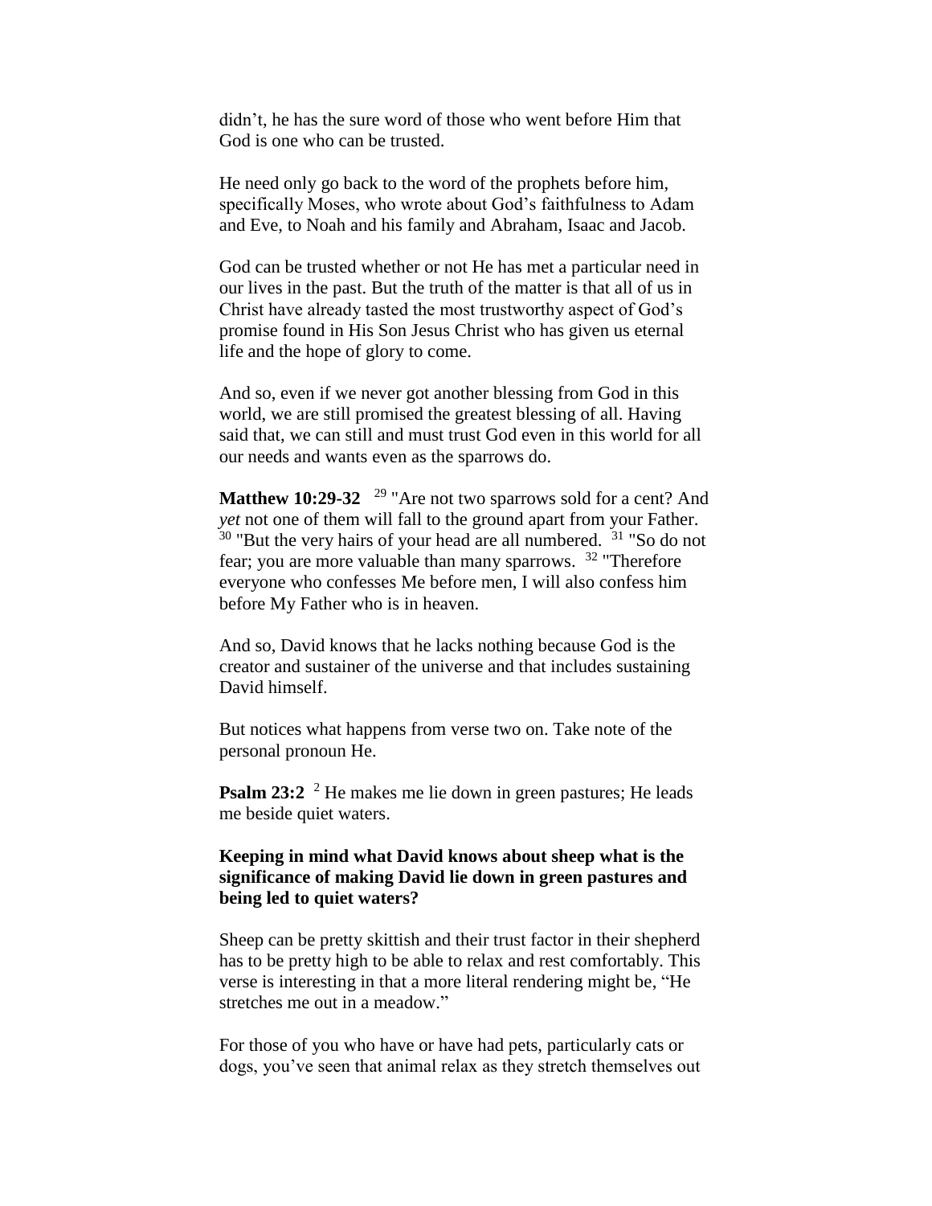didn't, he has the sure word of those who went before Him that God is one who can be trusted.

He need only go back to the word of the prophets before him, specifically Moses, who wrote about God's faithfulness to Adam and Eve, to Noah and his family and Abraham, Isaac and Jacob.

God can be trusted whether or not He has met a particular need in our lives in the past. But the truth of the matter is that all of us in Christ have already tasted the most trustworthy aspect of God's promise found in His Son Jesus Christ who has given us eternal life and the hope of glory to come.

And so, even if we never got another blessing from God in this world, we are still promised the greatest blessing of all. Having said that, we can still and must trust God even in this world for all our needs and wants even as the sparrows do.

**Matthew 10:29-32** [29] "Are not two sparrows sold for a cent? And *yet* not one of them will fall to the ground apart from your Father. [30] "But the very hairs of your head are all numbered. [31] "So do not fear; you are more valuable than many sparrows. [32] "Therefore everyone who confesses Me before men, I will also confess him before My Father who is in heaven.

And so, David knows that he lacks nothing because God is the creator and sustainer of the universe and that includes sustaining David himself.

But notices what happens from verse two on. Take note of the personal pronoun He.

**Psalm 23:2** [2] He makes me lie down in green pastures; He leads me beside quiet waters.

**Keeping in mind what David knows about sheep what is the significance of making David lie down in green pastures and being led to quiet waters?**

Sheep can be pretty skittish and their trust factor in their shepherd has to be pretty high to be able to relax and rest comfortably. This verse is interesting in that a more literal rendering might be, "He stretches me out in a meadow."

For those of you who have or have had pets, particularly cats or dogs, you've seen that animal relax as they stretch themselves out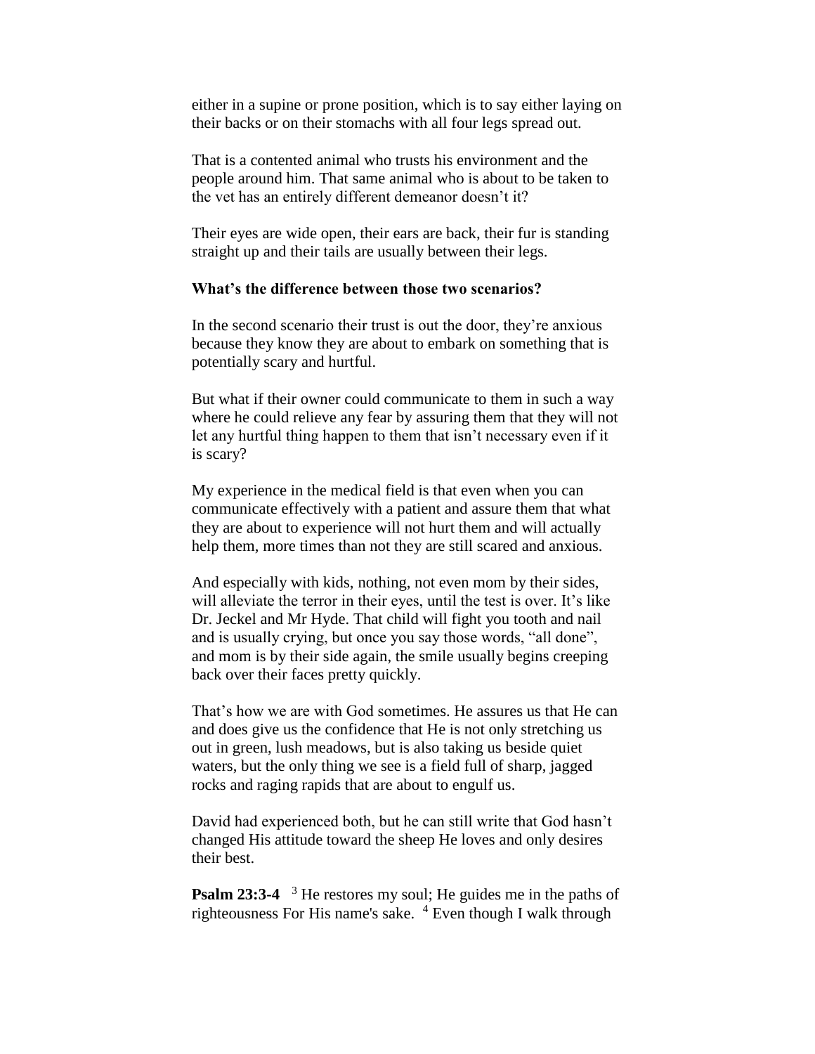either in a supine or prone position, which is to say either laying on their backs or on their stomachs with all four legs spread out.

That is a contented animal who trusts his environment and the people around him. That same animal who is about to be taken to the vet has an entirely different demeanor doesn't it?

Their eyes are wide open, their ears are back, their fur is standing straight up and their tails are usually between their legs.

**What's the difference between those two scenarios?**

In the second scenario their trust is out the door, they're anxious because they know they are about to embark on something that is potentially scary and hurtful.

But what if their owner could communicate to them in such a way where he could relieve any fear by assuring them that they will not let any hurtful thing happen to them that isn't necessary even if it is scary?

My experience in the medical field is that even when you can communicate effectively with a patient and assure them that what they are about to experience will not hurt them and will actually help them, more times than not they are still scared and anxious.

And especially with kids, nothing, not even mom by their sides, will alleviate the terror in their eyes, until the test is over. It's like Dr. Jeckel and Mr Hyde. That child will fight you tooth and nail and is usually crying, but once you say those words, "all done", and mom is by their side again, the smile usually begins creeping back over their faces pretty quickly.

That's how we are with God sometimes. He assures us that He can and does give us the confidence that He is not only stretching us out in green, lush meadows, but is also taking us beside quiet waters, but the only thing we see is a field full of sharp, jagged rocks and raging rapids that are about to engulf us.

David had experienced both, but he can still write that God hasn't changed His attitude toward the sheep He loves and only desires their best.

**Psalm 23:3-4** [3] He restores my soul; He guides me in the paths of righteousness For His name's sake. [4] Even though I walk through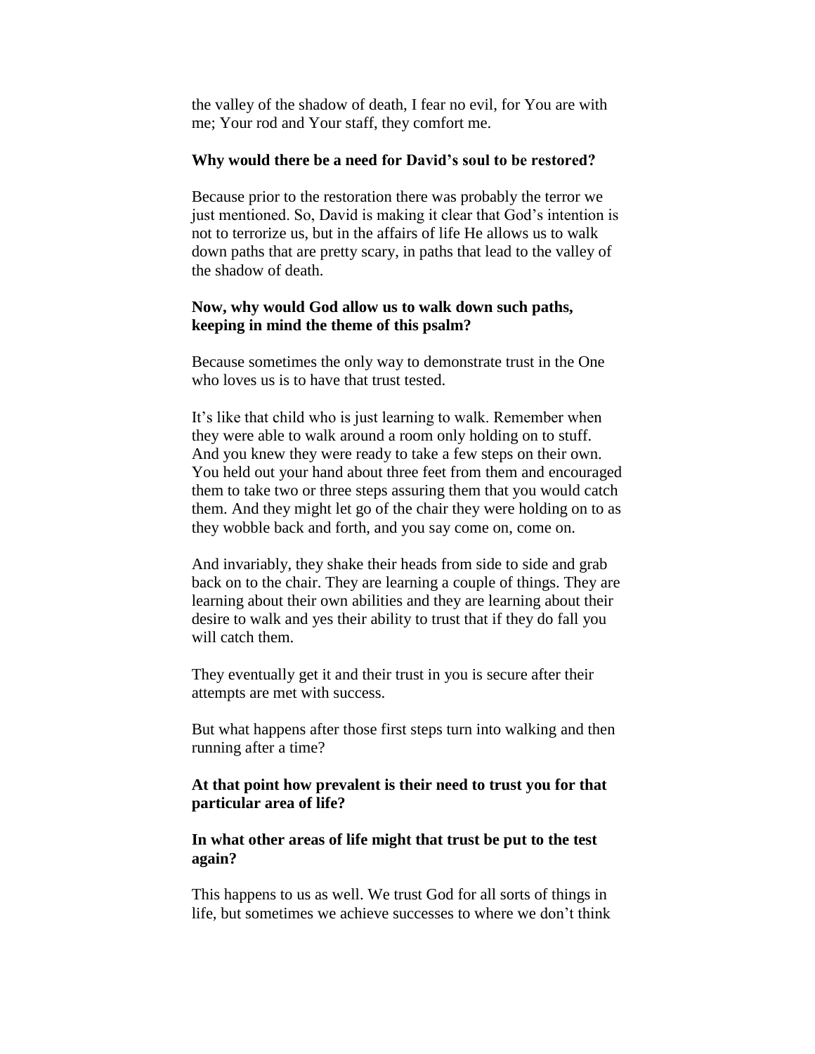the valley of the shadow of death, I fear no evil, for You are with me; Your rod and Your staff, they comfort me.

**Why would there be a need for David's soul to be restored?**

Because prior to the restoration there was probably the terror we just mentioned. So, David is making it clear that God's intention is not to terrorize us, but in the affairs of life He allows us to walk down paths that are pretty scary, in paths that lead to the valley of the shadow of death.

**Now, why would God allow us to walk down such paths, keeping in mind the theme of this psalm?**

Because sometimes the only way to demonstrate trust in the One who loves us is to have that trust tested.

It's like that child who is just learning to walk. Remember when they were able to walk around a room only holding on to stuff. And you knew they were ready to take a few steps on their own. You held out your hand about three feet from them and encouraged them to take two or three steps assuring them that you would catch them. And they might let go of the chair they were holding on to as they wobble back and forth, and you say come on, come on.

And invariably, they shake their heads from side to side and grab back on to the chair. They are learning a couple of things. They are learning about their own abilities and they are learning about their desire to walk and yes their ability to trust that if they do fall you will catch them.

They eventually get it and their trust in you is secure after their attempts are met with success.

But what happens after those first steps turn into walking and then running after a time?

**At that point how prevalent is their need to trust you for that particular area of life?**

**In what other areas of life might that trust be put to the test again?**

This happens to us as well. We trust God for all sorts of things in life, but sometimes we achieve successes to where we don't think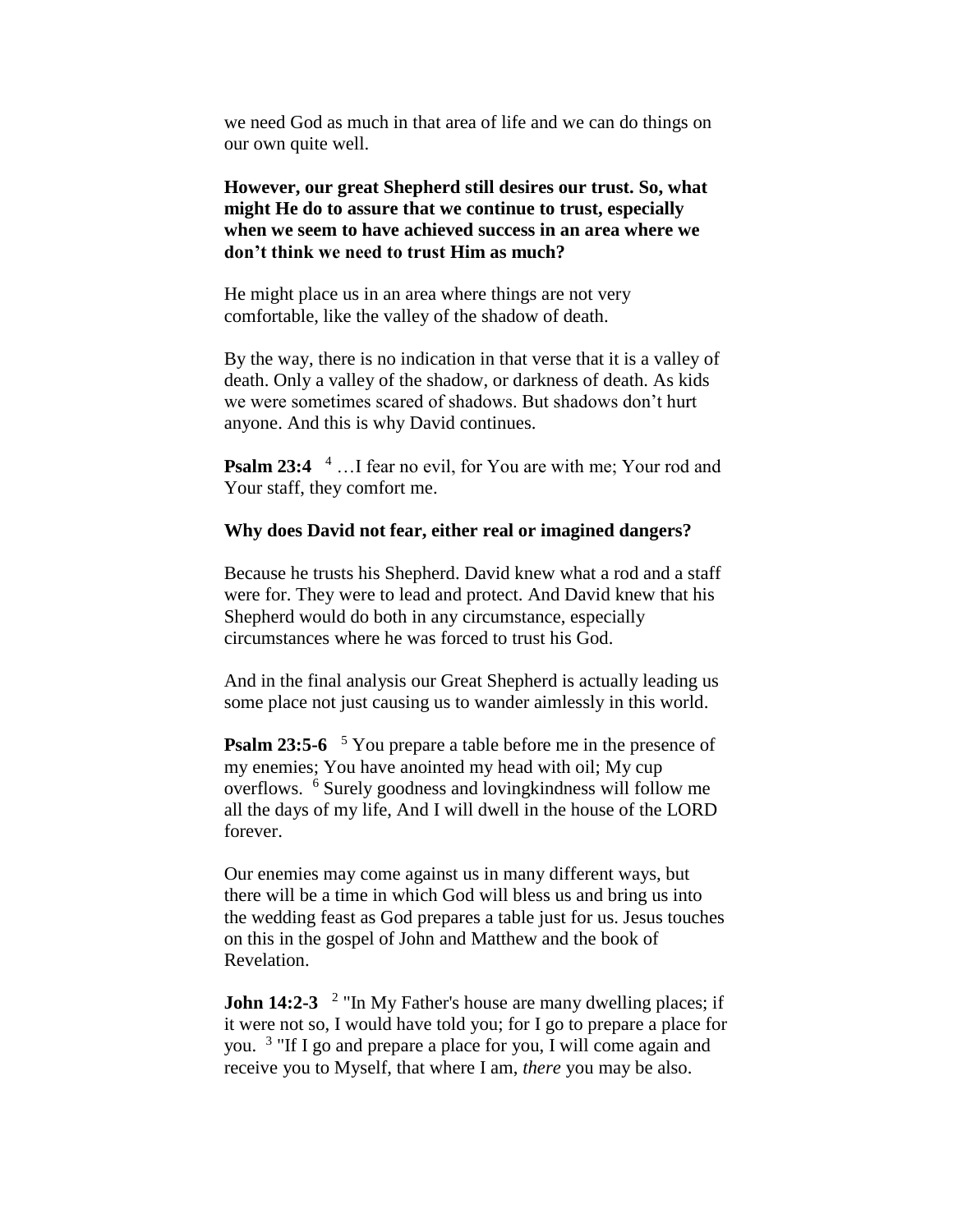we need God as much in that area of life and we can do things on our own quite well.

**However, our great Shepherd still desires our trust. So, what might He do to assure that we continue to trust, especially when we seem to have achieved success in an area where we don't think we need to trust Him as much?**

He might place us in an area where things are not very comfortable, like the valley of the shadow of death.

By the way, there is no indication in that verse that it is a valley of death. Only a valley of the shadow, or darkness of death. As kids we were sometimes scared of shadows. But shadows don't hurt anyone. And this is why David continues.

**Psalm 23:4** [4] …I fear no evil, for You are with me; Your rod and Your staff, they comfort me.

**Why does David not fear, either real or imagined dangers?**

Because he trusts his Shepherd. David knew what a rod and a staff were for. They were to lead and protect. And David knew that his Shepherd would do both in any circumstance, especially circumstances where he was forced to trust his God.

And in the final analysis our Great Shepherd is actually leading us some place not just causing us to wander aimlessly in this world.

**Psalm 23:5-6** [5] You prepare a table before me in the presence of my enemies; You have anointed my head with oil; My cup overflows. [6] Surely goodness and lovingkindness will follow me all the days of my life, And I will dwell in the house of the LORD forever.

Our enemies may come against us in many different ways, but there will be a time in which God will bless us and bring us into the wedding feast as God prepares a table just for us. Jesus touches on this in the gospel of John and Matthew and the book of Revelation.

**John 14:2-3** [2] "In My Father's house are many dwelling places; if it were not so, I would have told you; for I go to prepare a place for you. [3] "If I go and prepare a place for you, I will come again and receive you to Myself, that where I am, *there* you may be also.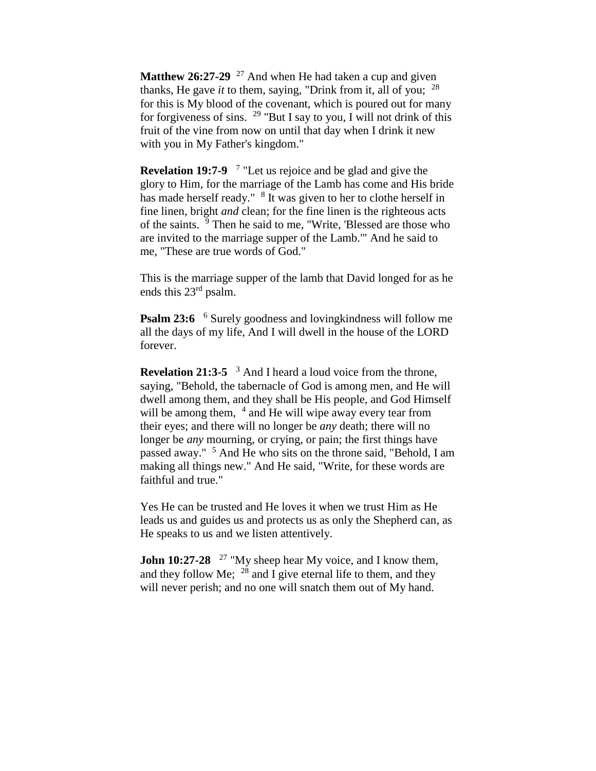**Matthew 26:27-29** [27] And when He had taken a cup and given thanks, He gave *it* to them, saying, "Drink from it, all of you; [28] for this is My blood of the covenant, which is poured out for many for forgiveness of sins. [29] "But I say to you, I will not drink of this fruit of the vine from now on until that day when I drink it new with you in My Father's kingdom."

**Revelation 19:7-9** [7] "Let us rejoice and be glad and give the glory to Him, for the marriage of the Lamb has come and His bride has made herself ready." [8] It was given to her to clothe herself in fine linen, bright *and* clean; for the fine linen is the righteous acts of the saints. [9] Then he said to me, "Write, 'Blessed are those who are invited to the marriage supper of the Lamb.'" And he said to me, "These are true words of God."

This is the marriage supper of the lamb that David longed for as he ends this 23rd psalm.

**Psalm 23:6** [6] Surely goodness and lovingkindness will follow me all the days of my life, And I will dwell in the house of the LORD forever.

**Revelation 21:3-5** [3] And I heard a loud voice from the throne, saying, "Behold, the tabernacle of God is among men, and He will dwell among them, and they shall be His people, and God Himself will be among them, [4] and He will wipe away every tear from their eyes; and there will no longer be *any* death; there will no longer be *any* mourning, or crying, or pain; the first things have passed away." [5] And He who sits on the throne said, "Behold, I am making all things new." And He said, "Write, for these words are faithful and true."

Yes He can be trusted and He loves it when we trust Him as He leads us and guides us and protects us as only the Shepherd can, as He speaks to us and we listen attentively.

**John 10:27-28** [27] "My sheep hear My voice, and I know them, and they follow Me; [28] and I give eternal life to them, and they will never perish; and no one will snatch them out of My hand.